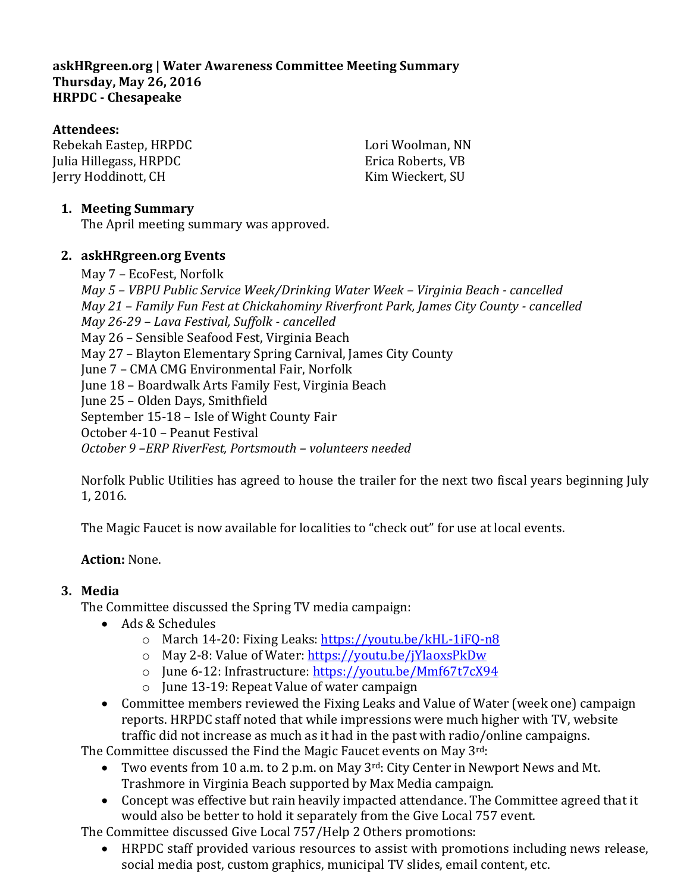**askHRgreen.org | Water Awareness Committee Meeting Summary**
**Thursday, May 26, 2016**
**HRPDC - Chesapeake**

**Attendees:**

Rebekah Eastep, HRPDC
Julia Hillegass, HRPDC
Jerry Hoddinott, CH
Lori Woolman, NN
Erica Roberts, VB
Kim Wieckert, SU

1. **Meeting Summary**
   The April meeting summary was approved.

2. **askHRgreen.org Events**
   May 7 – EcoFest, Norfolk
   *May 5 – VBPU Public Service Week/Drinking Water Week – Virginia Beach - cancelled*
   *May 21 – Family Fun Fest at Chickahominy Riverfront Park, James City County - cancelled*
   *May 26-29 – Lava Festival, Suffolk - cancelled*
   May 26 – Sensible Seafood Fest, Virginia Beach
   May 27 – Blayton Elementary Spring Carnival, James City County
   June 7 – CMA CMG Environmental Fair, Norfolk
   June 18 – Boardwalk Arts Family Fest, Virginia Beach
   June 25 – Olden Days, Smithfield
   September 15-18 – Isle of Wight County Fair
   October 4-10 – Peanut Festival
   *October 9 –ERP RiverFest, Portsmouth – volunteers needed*

   Norfolk Public Utilities has agreed to house the trailer for the next two fiscal years beginning July 1, 2016.

   The Magic Faucet is now available for localities to "check out" for use at local events.

   **Action:** None.

3. **Media**
   The Committee discussed the Spring TV media campaign:
   - Ads & Schedules
     - March 14-20: Fixing Leaks: https://youtu.be/kHL-1iFQ-n8
     - May 2-8: Value of Water: https://youtu.be/jYlaoxsPkDw
     - June 6-12: Infrastructure: https://youtu.be/Mmf67t7cX94
     - June 13-19: Repeat Value of water campaign
   - Committee members reviewed the Fixing Leaks and Value of Water (week one) campaign reports. HRPDC staff noted that while impressions were much higher with TV, website traffic did not increase as much as it had in the past with radio/online campaigns.

   The Committee discussed the Find the Magic Faucet events on May 3rd:
   - Two events from 10 a.m. to 2 p.m. on May 3rd: City Center in Newport News and Mt. Trashmore in Virginia Beach supported by Max Media campaign.
   - Concept was effective but rain heavily impacted attendance. The Committee agreed that it would also be better to hold it separately from the Give Local 757 event.

   The Committee discussed Give Local 757/Help 2 Others promotions:
   - HRPDC staff provided various resources to assist with promotions including news release, social media post, custom graphics, municipal TV slides, email content, etc.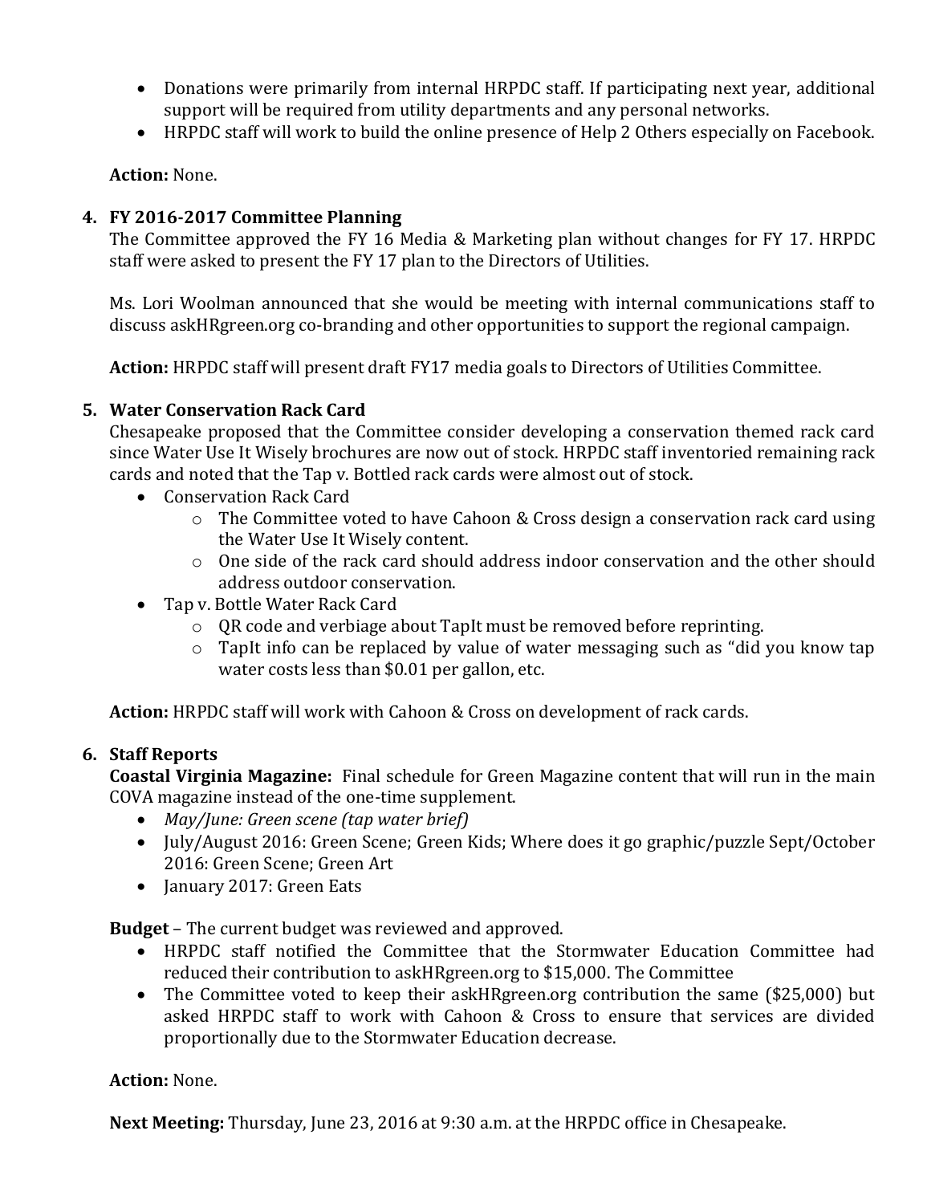- Donations were primarily from internal HRPDC staff. If participating next year, additional support will be required from utility departments and any personal networks.
- HRPDC staff will work to build the online presence of Help 2 Others especially on Facebook.

**Action:** None.

**4. FY 2016-2017 Committee Planning**

The Committee approved the FY 16 Media & Marketing plan without changes for FY 17. HRPDC staff were asked to present the FY 17 plan to the Directors of Utilities.

Ms. Lori Woolman announced that she would be meeting with internal communications staff to discuss askHRgreen.org co-branding and other opportunities to support the regional campaign.

**Action:** HRPDC staff will present draft FY17 media goals to Directors of Utilities Committee.

**5. Water Conservation Rack Card**

Chesapeake proposed that the Committee consider developing a conservation themed rack card since Water Use It Wisely brochures are now out of stock. HRPDC staff inventoried remaining rack cards and noted that the Tap v. Bottled rack cards were almost out of stock.

- Conservation Rack Card
  - The Committee voted to have Cahoon & Cross design a conservation rack card using the Water Use It Wisely content.
  - One side of the rack card should address indoor conservation and the other should address outdoor conservation.
- Tap v. Bottle Water Rack Card
  - QR code and verbiage about TapIt must be removed before reprinting.
  - TapIt info can be replaced by value of water messaging such as "did you know tap water costs less than $0.01 per gallon, etc.

**Action:** HRPDC staff will work with Cahoon & Cross on development of rack cards.

**6. Staff Reports**

**Coastal Virginia Magazine:** Final schedule for Green Magazine content that will run in the main COVA magazine instead of the one-time supplement.

- *May/June: Green scene (tap water brief)*
- July/August 2016: Green Scene; Green Kids; Where does it go graphic/puzzle Sept/October 2016: Green Scene; Green Art
- January 2017: Green Eats

**Budget** – The current budget was reviewed and approved.

- HRPDC staff notified the Committee that the Stormwater Education Committee had reduced their contribution to askHRgreen.org to $15,000. The Committee
- The Committee voted to keep their askHRgreen.org contribution the same ($25,000) but asked HRPDC staff to work with Cahoon & Cross to ensure that services are divided proportionally due to the Stormwater Education decrease.

**Action:** None.

**Next Meeting:** Thursday, June 23, 2016 at 9:30 a.m. at the HRPDC office in Chesapeake.